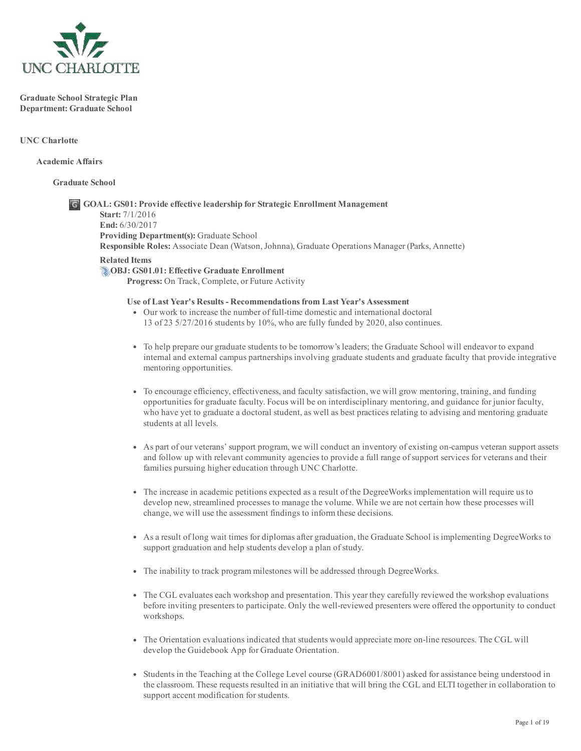**Graduate School Strategic Plan**
**Department: Graduate School**

**UNC Charlotte**

**Academic Affairs**

**Graduate School**

**GOAL: GS01: Provide effective leadership for Strategic Enrollment Management**
**Start:** 7/1/2016
**End:** 6/30/2017
**Providing Department(s):** Graduate School
**Responsible Roles:** Associate Dean (Watson, Johnna), Graduate Operations Manager (Parks, Annette)

**Related Items**

**OBJ: GS01.01: Effective Graduate Enrollment**
**Progress:** On Track, Complete, or Future Activity

**Use of Last Year's Results - Recommendations from Last Year's Assessment**

- Our work to increase the number of full-time domestic and international doctoral 13 of 23 5/27/2016 students by 10%, who are fully funded by 2020, also continues.
- To help prepare our graduate students to be tomorrow's leaders; the Graduate School will endeavor to expand internal and external campus partnerships involving graduate students and graduate faculty that provide integrative mentoring opportunities.
- To encourage efficiency, effectiveness, and faculty satisfaction, we will grow mentoring, training, and funding opportunities for graduate faculty. Focus will be on interdisciplinary mentoring, and guidance for junior faculty, who have yet to graduate a doctoral student, as well as best practices relating to advising and mentoring graduate students at all levels.
- As part of our veterans' support program, we will conduct an inventory of existing on-campus veteran support assets and follow up with relevant community agencies to provide a full range of support services for veterans and their families pursuing higher education through UNC Charlotte.
- The increase in academic petitions expected as a result of the DegreeWorks implementation will require us to develop new, streamlined processes to manage the volume. While we are not certain how these processes will change, we will use the assessment findings to inform these decisions.
- As a result of long wait times for diplomas after graduation, the Graduate School is implementing DegreeWorks to support graduation and help students develop a plan of study.
- The inability to track program milestones will be addressed through DegreeWorks.
- The CGL evaluates each workshop and presentation. This year they carefully reviewed the workshop evaluations before inviting presenters to participate. Only the well-reviewed presenters were offered the opportunity to conduct workshops.
- The Orientation evaluations indicated that students would appreciate more on-line resources. The CGL will develop the Guidebook App for Graduate Orientation.
- Students in the Teaching at the College Level course (GRAD6001/8001) asked for assistance being understood in the classroom. These requests resulted in an initiative that will bring the CGL and ELTI together in collaboration to support accent modification for students.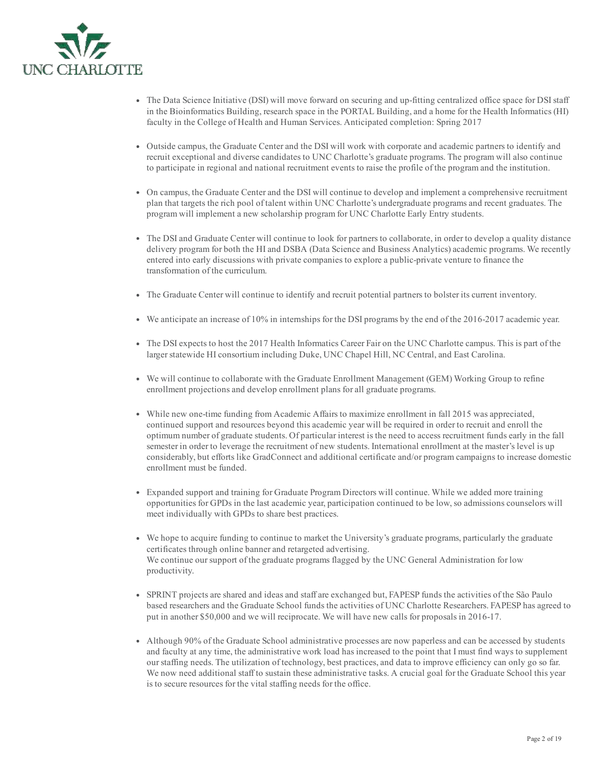- The Data Science Initiative (DSI) will move forward on securing and up-fitting centralized office space for DSI staff in the Bioinformatics Building, research space in the PORTAL Building, and a home for the Health Informatics (HI) faculty in the College of Health and Human Services. Anticipated completion: Spring 2017

- Outside campus, the Graduate Center and the DSI will work with corporate and academic partners to identify and recruit exceptional and diverse candidates to UNC Charlotte's graduate programs. The program will also continue to participate in regional and national recruitment events to raise the profile of the program and the institution.

- On campus, the Graduate Center and the DSI will continue to develop and implement a comprehensive recruitment plan that targets the rich pool of talent within UNC Charlotte's undergraduate programs and recent graduates. The program will implement a new scholarship program for UNC Charlotte Early Entry students.

- The DSI and Graduate Center will continue to look for partners to collaborate, in order to develop a quality distance delivery program for both the HI and DSBA (Data Science and Business Analytics) academic programs. We recently entered into early discussions with private companies to explore a public-private venture to finance the transformation of the curriculum.

- The Graduate Center will continue to identify and recruit potential partners to bolster its current inventory.

- We anticipate an increase of 10% in internships for the DSI programs by the end of the 2016-2017 academic year.

- The DSI expects to host the 2017 Health Informatics Career Fair on the UNC Charlotte campus. This is part of the larger statewide HI consortium including Duke, UNC Chapel Hill, NC Central, and East Carolina.

- We will continue to collaborate with the Graduate Enrollment Management (GEM) Working Group to refine enrollment projections and develop enrollment plans for all graduate programs.

- While new one-time funding from Academic Affairs to maximize enrollment in fall 2015 was appreciated, continued support and resources beyond this academic year will be required in order to recruit and enroll the optimum number of graduate students. Of particular interest is the need to access recruitment funds early in the fall semester in order to leverage the recruitment of new students. International enrollment at the master's level is up considerably, but efforts like GradConnect and additional certificate and/or program campaigns to increase domestic enrollment must be funded.

- Expanded support and training for Graduate Program Directors will continue. While we added more training opportunities for GPDs in the last academic year, participation continued to be low, so admissions counselors will meet individually with GPDs to share best practices.

- We hope to acquire funding to continue to market the University's graduate programs, particularly the graduate certificates through online banner and retargeted advertising.
  We continue our support of the graduate programs flagged by the UNC General Administration for low productivity.

- SPRINT projects are shared and ideas and staff are exchanged but, FAPESP funds the activities of the São Paulo based researchers and the Graduate School funds the activities of UNC Charlotte Researchers. FAPESP has agreed to put in another $50,000 and we will reciprocate. We will have new calls for proposals in 2016-17.

- Although 90% of the Graduate School administrative processes are now paperless and can be accessed by students and faculty at any time, the administrative work load has increased to the point that I must find ways to supplement our staffing needs. The utilization of technology, best practices, and data to improve efficiency can only go so far. We now need additional staff to sustain these administrative tasks. A crucial goal for the Graduate School this year is to secure resources for the vital staffing needs for the office.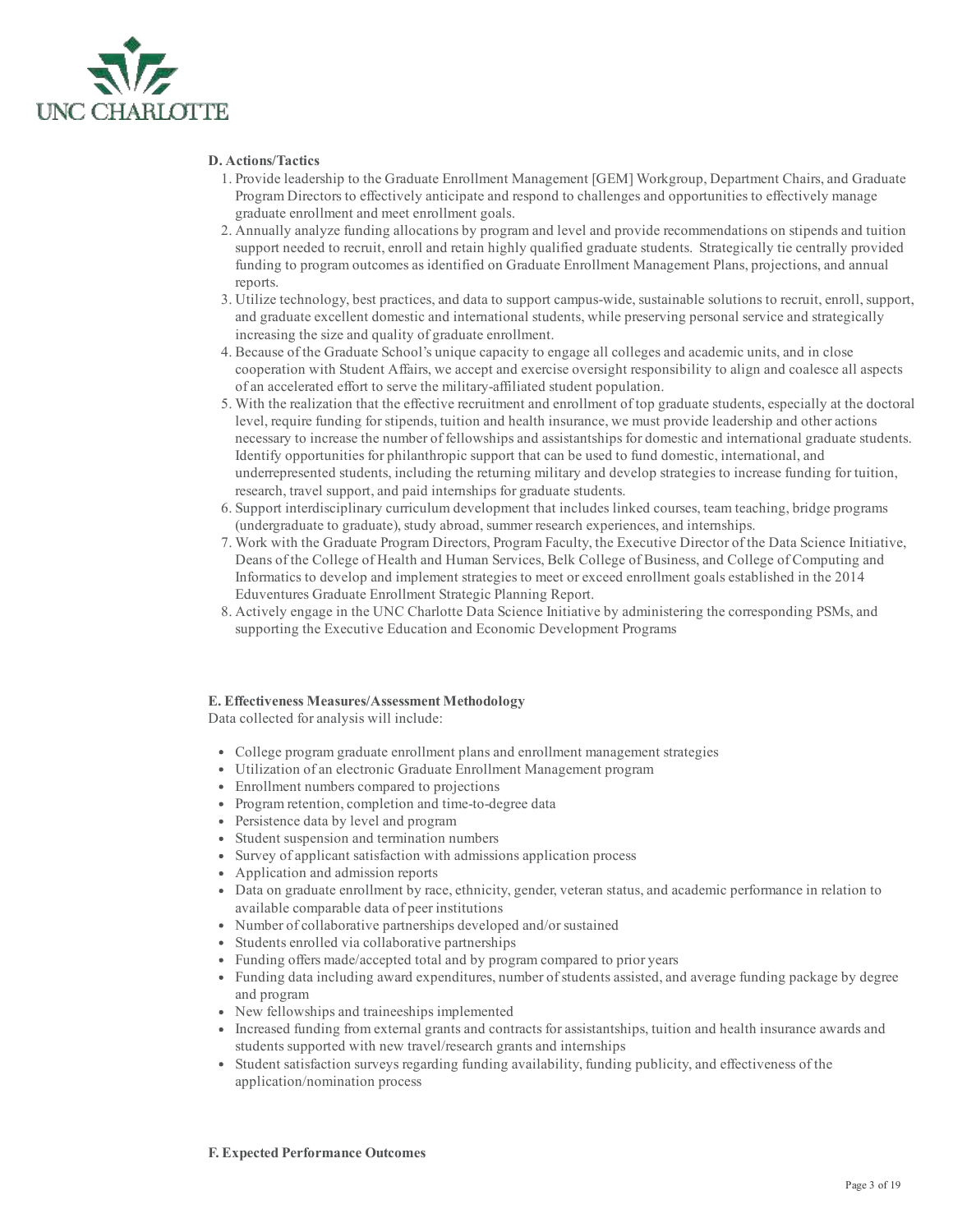**D. Actions/Tactics**

1. Provide leadership to the Graduate Enrollment Management [GEM] Workgroup, Department Chairs, and Graduate Program Directors to effectively anticipate and respond to challenges and opportunities to effectively manage graduate enrollment and meet enrollment goals.
2. Annually analyze funding allocations by program and level and provide recommendations on stipends and tuition support needed to recruit, enroll and retain highly qualified graduate students. Strategically tie centrally provided funding to program outcomes as identified on Graduate Enrollment Management Plans, projections, and annual reports.
3. Utilize technology, best practices, and data to support campus-wide, sustainable solutions to recruit, enroll, support, and graduate excellent domestic and international students, while preserving personal service and strategically increasing the size and quality of graduate enrollment.
4. Because of the Graduate School's unique capacity to engage all colleges and academic units, and in close cooperation with Student Affairs, we accept and exercise oversight responsibility to align and coalesce all aspects of an accelerated effort to serve the military-affiliated student population.
5. With the realization that the effective recruitment and enrollment of top graduate students, especially at the doctoral level, require funding for stipends, tuition and health insurance, we must provide leadership and other actions necessary to increase the number of fellowships and assistantships for domestic and international graduate students. Identify opportunities for philanthropic support that can be used to fund domestic, international, and underrepresented students, including the returning military and develop strategies to increase funding for tuition, research, travel support, and paid internships for graduate students.
6. Support interdisciplinary curriculum development that includes linked courses, team teaching, bridge programs (undergraduate to graduate), study abroad, summer research experiences, and internships.
7. Work with the Graduate Program Directors, Program Faculty, the Executive Director of the Data Science Initiative, Deans of the College of Health and Human Services, Belk College of Business, and College of Computing and Informatics to develop and implement strategies to meet or exceed enrollment goals established in the 2014 Eduventures Graduate Enrollment Strategic Planning Report.
8. Actively engage in the UNC Charlotte Data Science Initiative by administering the corresponding PSMs, and supporting the Executive Education and Economic Development Programs

**E. Effectiveness Measures/Assessment Methodology**

Data collected for analysis will include:

- College program graduate enrollment plans and enrollment management strategies
- Utilization of an electronic Graduate Enrollment Management program
- Enrollment numbers compared to projections
- Program retention, completion and time-to-degree data
- Persistence data by level and program
- Student suspension and termination numbers
- Survey of applicant satisfaction with admissions application process
- Application and admission reports
- Data on graduate enrollment by race, ethnicity, gender, veteran status, and academic performance in relation to available comparable data of peer institutions
- Number of collaborative partnerships developed and/or sustained
- Students enrolled via collaborative partnerships
- Funding offers made/accepted total and by program compared to prior years
- Funding data including award expenditures, number of students assisted, and average funding package by degree and program
- New fellowships and traineeships implemented
- Increased funding from external grants and contracts for assistantships, tuition and health insurance awards and students supported with new travel/research grants and internships
- Student satisfaction surveys regarding funding availability, funding publicity, and effectiveness of the application/nomination process

**F. Expected Performance Outcomes**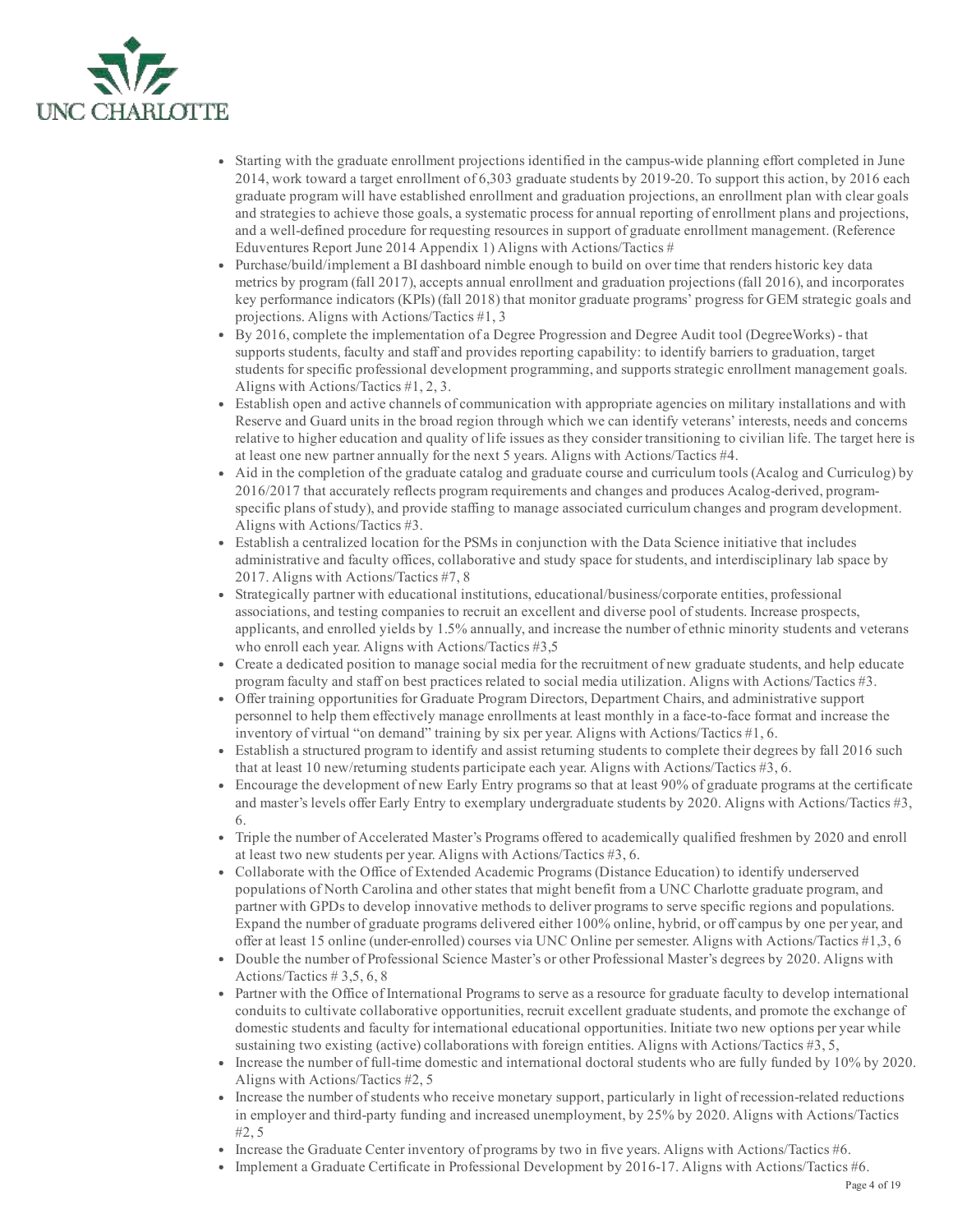- Starting with the graduate enrollment projections identified in the campus-wide planning effort completed in June 2014, work toward a target enrollment of 6,303 graduate students by 2019-20. To support this action, by 2016 each graduate program will have established enrollment and graduation projections, an enrollment plan with clear goals and strategies to achieve those goals, a systematic process for annual reporting of enrollment plans and projections, and a well-defined procedure for requesting resources in support of graduate enrollment management. (Reference Eduventures Report June 2014 Appendix 1) Aligns with Actions/Tactics #
- Purchase/build/implement a BI dashboard nimble enough to build on over time that renders historic key data metrics by program (fall 2017), accepts annual enrollment and graduation projections (fall 2016), and incorporates key performance indicators (KPIs) (fall 2018) that monitor graduate programs' progress for GEM strategic goals and projections. Aligns with Actions/Tactics #1, 3
- By 2016, complete the implementation of a Degree Progression and Degree Audit tool (DegreeWorks) - that supports students, faculty and staff and provides reporting capability: to identify barriers to graduation, target students for specific professional development programming, and supports strategic enrollment management goals. Aligns with Actions/Tactics #1, 2, 3.
- Establish open and active channels of communication with appropriate agencies on military installations and with Reserve and Guard units in the broad region through which we can identify veterans' interests, needs and concerns relative to higher education and quality of life issues as they consider transitioning to civilian life. The target here is at least one new partner annually for the next 5 years. Aligns with Actions/Tactics #4.
- Aid in the completion of the graduate catalog and graduate course and curriculum tools (Acalog and Curriculog) by 2016/2017 that accurately reflects program requirements and changes and produces Acalog-derived, program-specific plans of study), and provide staffing to manage associated curriculum changes and program development. Aligns with Actions/Tactics #3.
- Establish a centralized location for the PSMs in conjunction with the Data Science initiative that includes administrative and faculty offices, collaborative and study space for students, and interdisciplinary lab space by 2017. Aligns with Actions/Tactics #7, 8
- Strategically partner with educational institutions, educational/business/corporate entities, professional associations, and testing companies to recruit an excellent and diverse pool of students. Increase prospects, applicants, and enrolled yields by 1.5% annually, and increase the number of ethnic minority students and veterans who enroll each year. Aligns with Actions/Tactics #3,5
- Create a dedicated position to manage social media for the recruitment of new graduate students, and help educate program faculty and staff on best practices related to social media utilization. Aligns with Actions/Tactics #3.
- Offer training opportunities for Graduate Program Directors, Department Chairs, and administrative support personnel to help them effectively manage enrollments at least monthly in a face-to-face format and increase the inventory of virtual "on demand" training by six per year. Aligns with Actions/Tactics #1, 6.
- Establish a structured program to identify and assist returning students to complete their degrees by fall 2016 such that at least 10 new/returning students participate each year. Aligns with Actions/Tactics #3, 6.
- Encourage the development of new Early Entry programs so that at least 90% of graduate programs at the certificate and master's levels offer Early Entry to exemplary undergraduate students by 2020. Aligns with Actions/Tactics #3, 6.
- Triple the number of Accelerated Master's Programs offered to academically qualified freshmen by 2020 and enroll at least two new students per year. Aligns with Actions/Tactics #3, 6.
- Collaborate with the Office of Extended Academic Programs (Distance Education) to identify underserved populations of North Carolina and other states that might benefit from a UNC Charlotte graduate program, and partner with GPDs to develop innovative methods to deliver programs to serve specific regions and populations. Expand the number of graduate programs delivered either 100% online, hybrid, or off campus by one per year, and offer at least 15 online (under-enrolled) courses via UNC Online per semester. Aligns with Actions/Tactics #1,3, 6
- Double the number of Professional Science Master's or other Professional Master's degrees by 2020. Aligns with Actions/Tactics # 3,5, 6, 8
- Partner with the Office of International Programs to serve as a resource for graduate faculty to develop international conduits to cultivate collaborative opportunities, recruit excellent graduate students, and promote the exchange of domestic students and faculty for international educational opportunities. Initiate two new options per year while sustaining two existing (active) collaborations with foreign entities. Aligns with Actions/Tactics #3, 5,
- Increase the number of full-time domestic and international doctoral students who are fully funded by 10% by 2020. Aligns with Actions/Tactics #2, 5
- Increase the number of students who receive monetary support, particularly in light of recession-related reductions in employer and third-party funding and increased unemployment, by 25% by 2020. Aligns with Actions/Tactics #2, 5
- Increase the Graduate Center inventory of programs by two in five years. Aligns with Actions/Tactics #6.
- Implement a Graduate Certificate in Professional Development by 2016-17. Aligns with Actions/Tactics #6.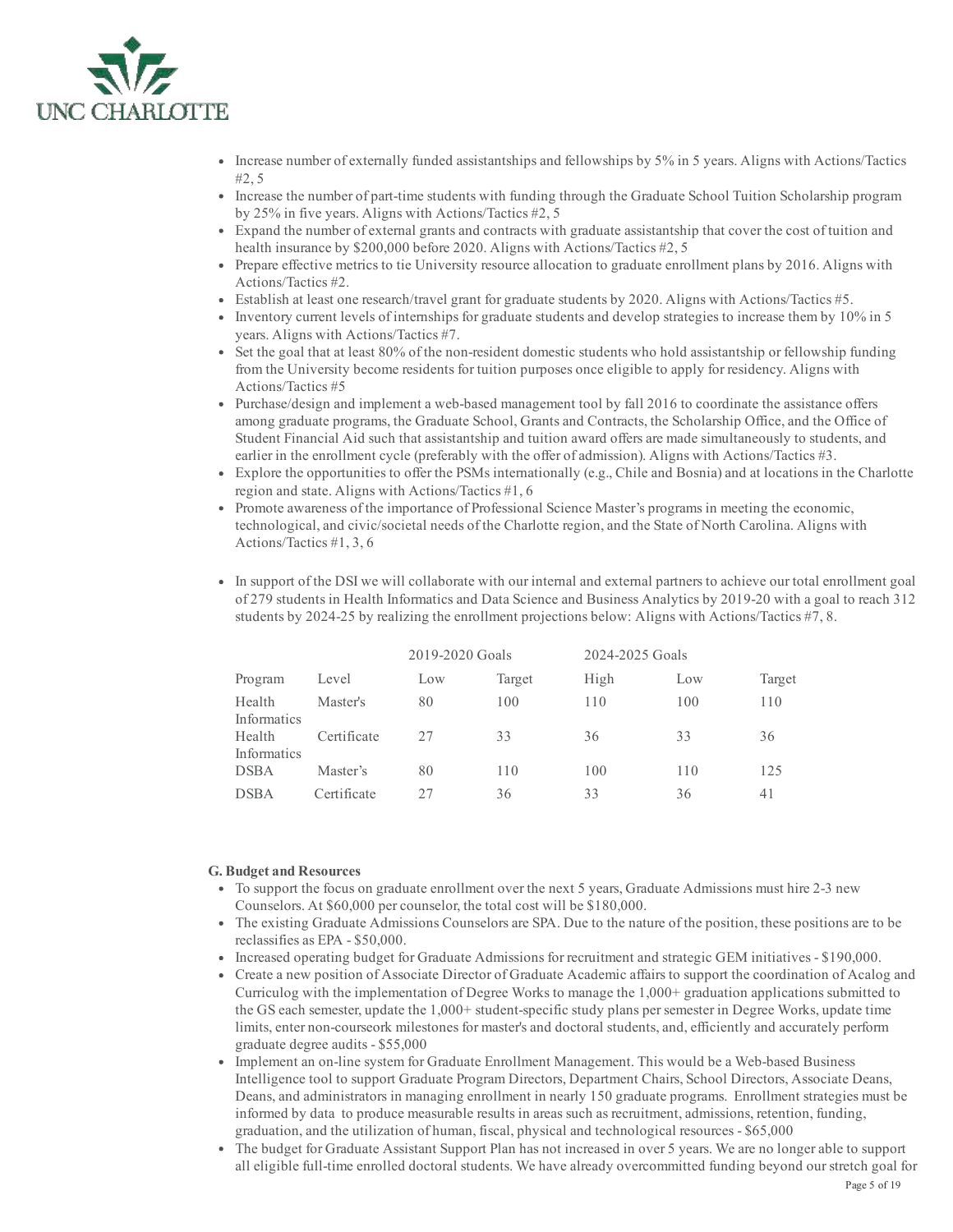- Increase number of externally funded assistantships and fellowships by 5% in 5 years. Aligns with Actions/Tactics #2, 5
- Increase the number of part-time students with funding through the Graduate School Tuition Scholarship program by 25% in five years. Aligns with Actions/Tactics #2, 5
- Expand the number of external grants and contracts with graduate assistantship that cover the cost of tuition and health insurance by $200,000 before 2020. Aligns with Actions/Tactics #2, 5
- Prepare effective metrics to tie University resource allocation to graduate enrollment plans by 2016. Aligns with Actions/Tactics #2.
- Establish at least one research/travel grant for graduate students by 2020. Aligns with Actions/Tactics #5.
- Inventory current levels of internships for graduate students and develop strategies to increase them by 10% in 5 years. Aligns with Actions/Tactics #7.
- Set the goal that at least 80% of the non-resident domestic students who hold assistantship or fellowship funding from the University become residents for tuition purposes once eligible to apply for residency. Aligns with Actions/Tactics #5
- Purchase/design and implement a web-based management tool by fall 2016 to coordinate the assistance offers among graduate programs, the Graduate School, Grants and Contracts, the Scholarship Office, and the Office of Student Financial Aid such that assistantship and tuition award offers are made simultaneously to students, and earlier in the enrollment cycle (preferably with the offer of admission). Aligns with Actions/Tactics #3.
- Explore the opportunities to offer the PSMs internationally (e.g., Chile and Bosnia) and at locations in the Charlotte region and state. Aligns with Actions/Tactics #1, 6
- Promote awareness of the importance of Professional Science Master's programs in meeting the economic, technological, and civic/societal needs of the Charlotte region, and the State of North Carolina. Aligns with Actions/Tactics #1, 3, 6

- In support of the DSI we will collaborate with our internal and external partners to achieve our total enrollment goal of 279 students in Health Informatics and Data Science and Business Analytics by 2019-20 with a goal to reach 312 students by 2024-25 by realizing the enrollment projections below: Aligns with Actions/Tactics #7, 8.

| | | 2019-2020 Goals | | 2024-2025 Goals | | |
|---|---|---|---|---|---|---|
| Program | Level | Low | Target | High | Low | Target |
| Health Informatics | Master's | 80 | 100 | 110 | 100 | 110 |
| Health Informatics | Certificate | 27 | 33 | 36 | 33 | 36 |
| DSBA | Master's | 80 | 110 | 100 | 110 | 125 |
| DSBA | Certificate | 27 | 36 | 33 | 36 | 41 |

**G. Budget and Resources**

- To support the focus on graduate enrollment over the next 5 years, Graduate Admissions must hire 2-3 new Counselors. At $60,000 per counselor, the total cost will be $180,000.
- The existing Graduate Admissions Counselors are SPA. Due to the nature of the position, these positions are to be reclassifies as EPA - $50,000.
- Increased operating budget for Graduate Admissions for recruitment and strategic GEM initiatives - $190,000.
- Create a new position of Associate Director of Graduate Academic affairs to support the coordination of Acalog and Curriculog with the implementation of Degree Works to manage the 1,000+ graduation applications submitted to the GS each semester, update the 1,000+ student-specific study plans per semester in Degree Works, update time limits, enter non-courseork milestones for master's and doctoral students, and, efficiently and accurately perform graduate degree audits - $55,000
- Implement an on-line system for Graduate Enrollment Management. This would be a Web-based Business Intelligence tool to support Graduate Program Directors, Department Chairs, School Directors, Associate Deans, Deans, and administrators in managing enrollment in nearly 150 graduate programs. Enrollment strategies must be informed by data to produce measurable results in areas such as recruitment, admissions, retention, funding, graduation, and the utilization of human, fiscal, physical and technological resources - $65,000
- The budget for Graduate Assistant Support Plan has not increased in over 5 years. We are no longer able to support all eligible full-time enrolled doctoral students. We have already overcommitted funding beyond our stretch goal for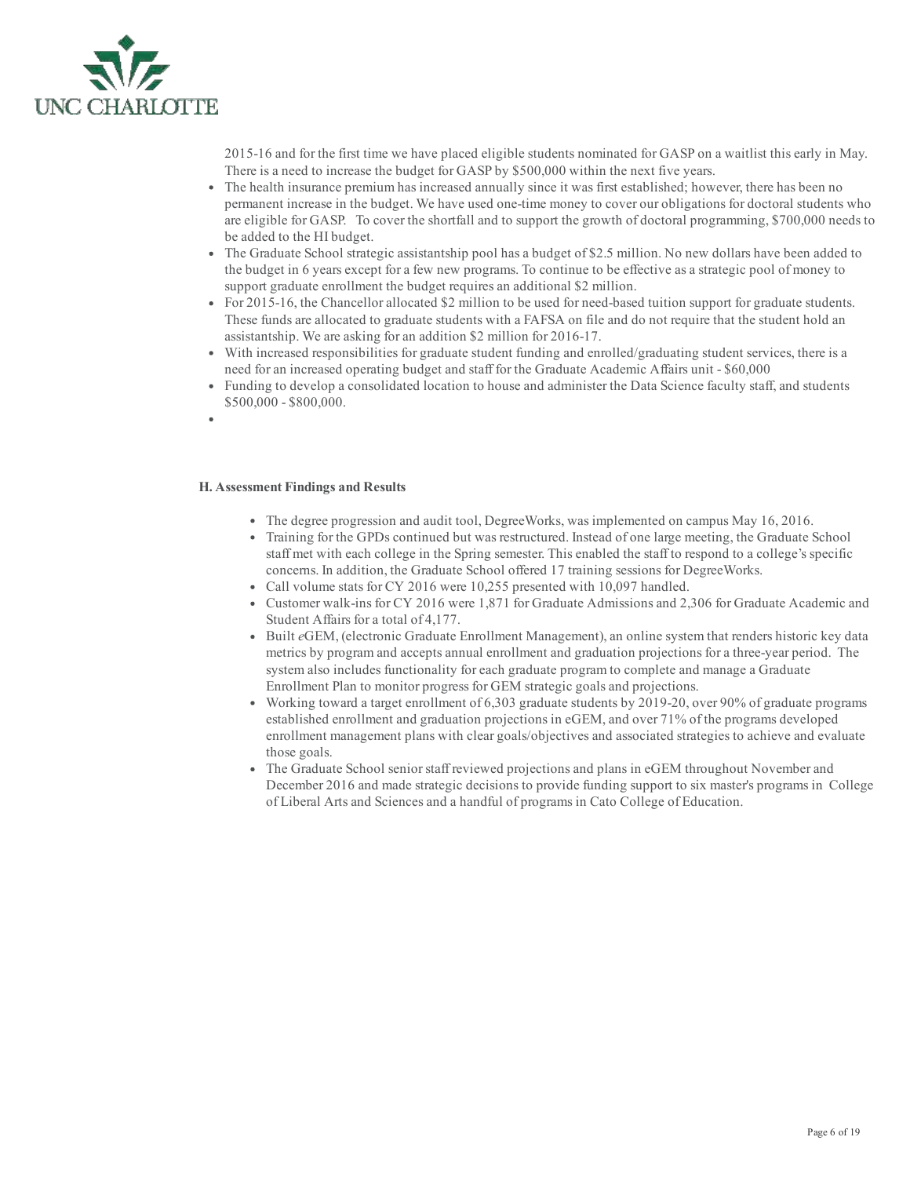2015-16 and for the first time we have placed eligible students nominated for GASP on a waitlist this early in May. There is a need to increase the budget for GASP by $500,000 within the next five years.

- The health insurance premium has increased annually since it was first established; however, there has been no permanent increase in the budget. We have used one-time money to cover our obligations for doctoral students who are eligible for GASP. To cover the shortfall and to support the growth of doctoral programming, $700,000 needs to be added to the HI budget.
- The Graduate School strategic assistantship pool has a budget of $2.5 million. No new dollars have been added to the budget in 6 years except for a few new programs. To continue to be effective as a strategic pool of money to support graduate enrollment the budget requires an additional $2 million.
- For 2015-16, the Chancellor allocated $2 million to be used for need-based tuition support for graduate students. These funds are allocated to graduate students with a FAFSA on file and do not require that the student hold an assistantship. We are asking for an addition $2 million for 2016-17.
- With increased responsibilities for graduate student funding and enrolled/graduating student services, there is a need for an increased operating budget and staff for the Graduate Academic Affairs unit - $60,000
- Funding to develop a consolidated location to house and administer the Data Science faculty staff, and students $500,000 - $800,000.

**H. Assessment Findings and Results**

- The degree progression and audit tool, DegreeWorks, was implemented on campus May 16, 2016.
- Training for the GPDs continued but was restructured. Instead of one large meeting, the Graduate School staff met with each college in the Spring semester. This enabled the staff to respond to a college's specific concerns. In addition, the Graduate School offered 17 training sessions for DegreeWorks.
- Call volume stats for CY 2016 were 10,255 presented with 10,097 handled.
- Customer walk-ins for CY 2016 were 1,871 for Graduate Admissions and 2,306 for Graduate Academic and Student Affairs for a total of 4,177.
- Built *e*GEM, (electronic Graduate Enrollment Management), an online system that renders historic key data metrics by program and accepts annual enrollment and graduation projections for a three-year period. The system also includes functionality for each graduate program to complete and manage a Graduate Enrollment Plan to monitor progress for GEM strategic goals and projections.
- Working toward a target enrollment of 6,303 graduate students by 2019-20, over 90% of graduate programs established enrollment and graduation projections in eGEM, and over 71% of the programs developed enrollment management plans with clear goals/objectives and associated strategies to achieve and evaluate those goals.
- The Graduate School senior staff reviewed projections and plans in eGEM throughout November and December 2016 and made strategic decisions to provide funding support to six master's programs in College of Liberal Arts and Sciences and a handful of programs in Cato College of Education.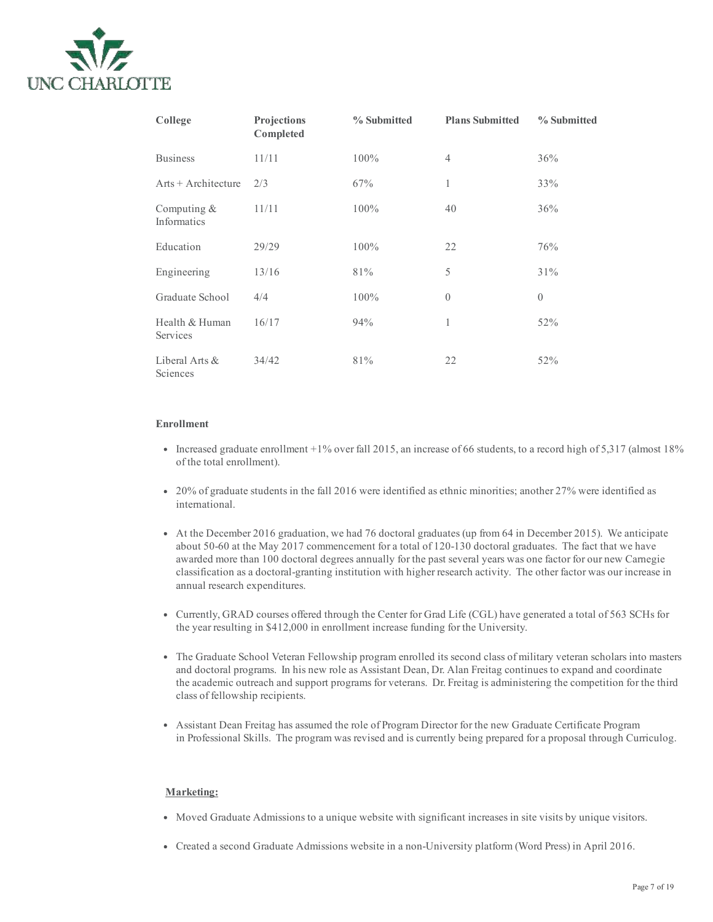| College | Projections Completed | % Submitted | Plans Submitted | % Submitted |
|---|---|---|---|---|
| Business | 11/11 | 100% | 4 | 36% |
| Arts + Architecture | 2/3 | 67% | 1 | 33% |
| Computing & Informatics | 11/11 | 100% | 40 | 36% |
| Education | 29/29 | 100% | 22 | 76% |
| Engineering | 13/16 | 81% | 5 | 31% |
| Graduate School | 4/4 | 100% | 0 | 0 |
| Health & Human Services | 16/17 | 94% | 1 | 52% |
| Liberal Arts & Sciences | 34/42 | 81% | 22 | 52% |

**Enrollment**

- Increased graduate enrollment +1% over fall 2015, an increase of 66 students, to a record high of 5,317 (almost 18% of the total enrollment).
- 20% of graduate students in the fall 2016 were identified as ethnic minorities; another 27% were identified as international.
- At the December 2016 graduation, we had 76 doctoral graduates (up from 64 in December 2015). We anticipate about 50-60 at the May 2017 commencement for a total of 120-130 doctoral graduates. The fact that we have awarded more than 100 doctoral degrees annually for the past several years was one factor for our new Carnegie classification as a doctoral-granting institution with higher research activity. The other factor was our increase in annual research expenditures.
- Currently, GRAD courses offered through the Center for Grad Life (CGL) have generated a total of 563 SCHs for the year resulting in $412,000 in enrollment increase funding for the University.
- The Graduate School Veteran Fellowship program enrolled its second class of military veteran scholars into masters and doctoral programs. In his new role as Assistant Dean, Dr. Alan Freitag continues to expand and coordinate the academic outreach and support programs for veterans. Dr. Freitag is administering the competition for the third class of fellowship recipients.
- Assistant Dean Freitag has assumed the role of Program Director for the new Graduate Certificate Program in Professional Skills. The program was revised and is currently being prepared for a proposal through Curriculog.

**Marketing:**

- Moved Graduate Admissions to a unique website with significant increases in site visits by unique visitors.
- Created a second Graduate Admissions website in a non-University platform (Word Press) in April 2016.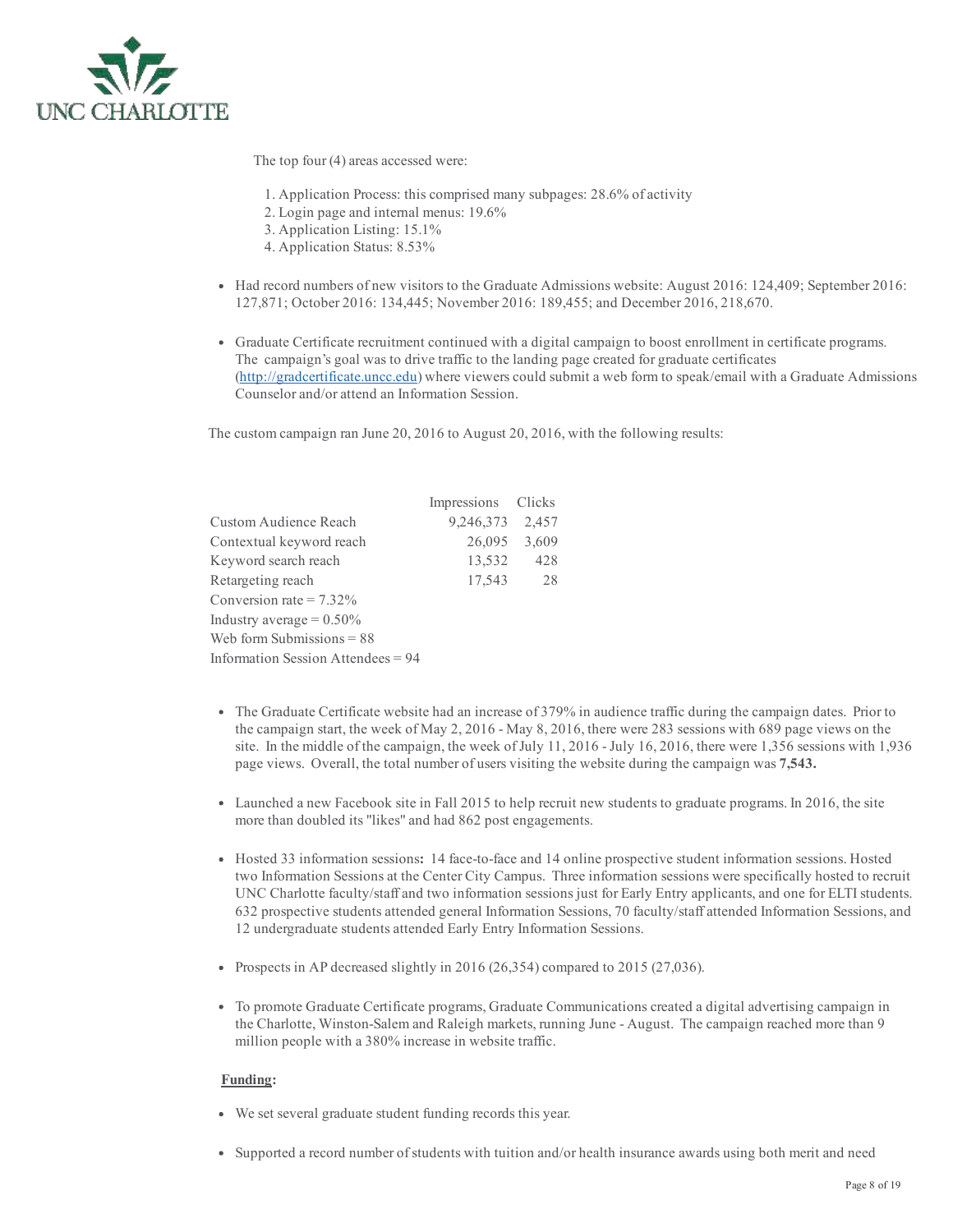The top four (4) areas accessed were:

1. Application Process: this comprised many subpages: 28.6% of activity
2. Login page and internal menus: 19.6%
3. Application Listing: 15.1%
4. Application Status: 8.53%

- Had record numbers of new visitors to the Graduate Admissions website: August 2016: 124,409; September 2016: 127,871; October 2016: 134,445; November 2016: 189,455; and December 2016, 218,670.

- Graduate Certificate recruitment continued with a digital campaign to boost enrollment in certificate programs. The campaign's goal was to drive traffic to the landing page created for graduate certificates (http://gradcertificate.uncc.edu) where viewers could submit a web form to speak/email with a Graduate Admissions Counselor and/or attend an Information Session.

The custom campaign ran June 20, 2016 to August 20, 2016, with the following results:

| | Impressions | Clicks |
|---|---|---|
| Custom Audience Reach | 9,246,373 | 2,457 |
| Contextual keyword reach | 26,095 | 3,609 |
| Keyword search reach | 13,532 | 428 |
| Retargeting reach | 17,543 | 28 |
| Conversion rate = 7.32% | | |
| Industry average = 0.50% | | |
| Web form Submissions = 88 | | |
| Information Session Attendees = 94 | | |

- The Graduate Certificate website had an increase of 379% in audience traffic during the campaign dates. Prior to the campaign start, the week of May 2, 2016 - May 8, 2016, there were 283 sessions with 689 page views on the site. In the middle of the campaign, the week of July 11, 2016 - July 16, 2016, there were 1,356 sessions with 1,936 page views. Overall, the total number of users visiting the website during the campaign was **7,543.**

- Launched a new Facebook site in Fall 2015 to help recruit new students to graduate programs. In 2016, the site more than doubled its "likes" and had 862 post engagements.

- Hosted 33 information sessions**:** 14 face-to-face and 14 online prospective student information sessions. Hosted two Information Sessions at the Center City Campus. Three information sessions were specifically hosted to recruit UNC Charlotte faculty/staff and two information sessions just for Early Entry applicants, and one for ELTI students. 632 prospective students attended general Information Sessions, 70 faculty/staff attended Information Sessions, and 12 undergraduate students attended Early Entry Information Sessions.

- Prospects in AP decreased slightly in 2016 (26,354) compared to 2015 (27,036).

- To promote Graduate Certificate programs, Graduate Communications created a digital advertising campaign in the Charlotte, Winston-Salem and Raleigh markets, running June - August. The campaign reached more than 9 million people with a 380% increase in website traffic.

**Funding:**

- We set several graduate student funding records this year.

- Supported a record number of students with tuition and/or health insurance awards using both merit and need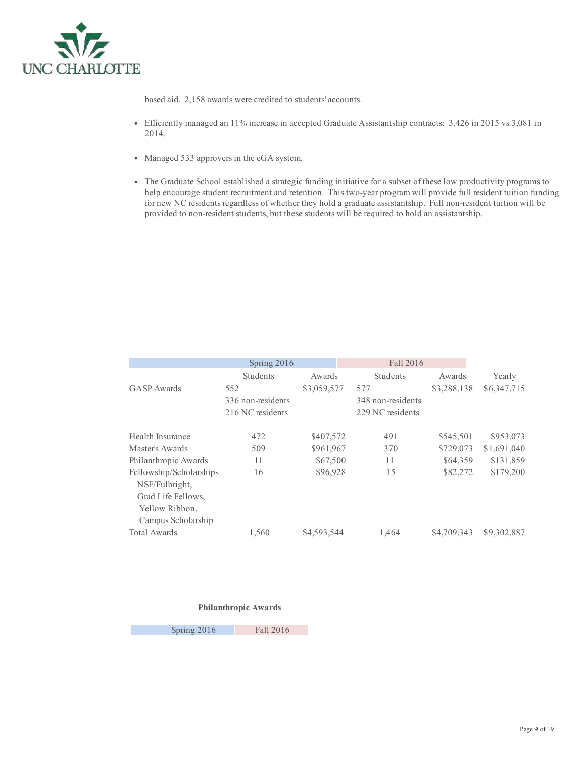based aid. 2,158 awards were credited to students' accounts.

- Efficiently managed an 11% increase in accepted Graduate Assistantship contracts: 3,426 in 2015 vs 3,081 in 2014.

- Managed 533 approvers in the eGA system.

- The Graduate School established a strategic funding initiative for a subset of these low productivity programs to help encourage student recruitment and retention. This two-year program will provide full resident tuition funding for new NC residents regardless of whether they hold a graduate assistantship. Full non-resident tuition will be provided to non-resident students, but these students will be required to hold an assistantship.

| | Spring 2016 | | Fall 2016 | | |
|---|---|---|---|---|---|
| | Students | Awards | Students | Awards | Yearly |
| GASP Awards | 552<br>336 non-residents<br>216 NC residents | $3,059,577 | 577<br>348 non-residents<br>229 NC residents | $3,288,138 | $6,347,715 |
| Health Insurance | 472 | $407,572 | 491 | $545,501 | $953,073 |
| Master's Awards | 509 | $961,967 | 370 | $729,073 | $1,691,040 |
| Philanthropic Awards | 11 | $67,500 | 11 | $64,359 | $131,859 |
| Fellowship/Scholarships<br>NSF/Fulbright,<br>Grad Life Fellows,<br>Yellow Ribbon,<br>Campus Scholarship | 16 | $96,928 | 15 | $82,272 | $179,200 |
| Total Awards | 1,560 | $4,593,544 | 1,464 | $4,709,343 | $9,302,887 |

**Philanthropic Awards**

| Spring 2016 | Fall 2016 |
|---|---|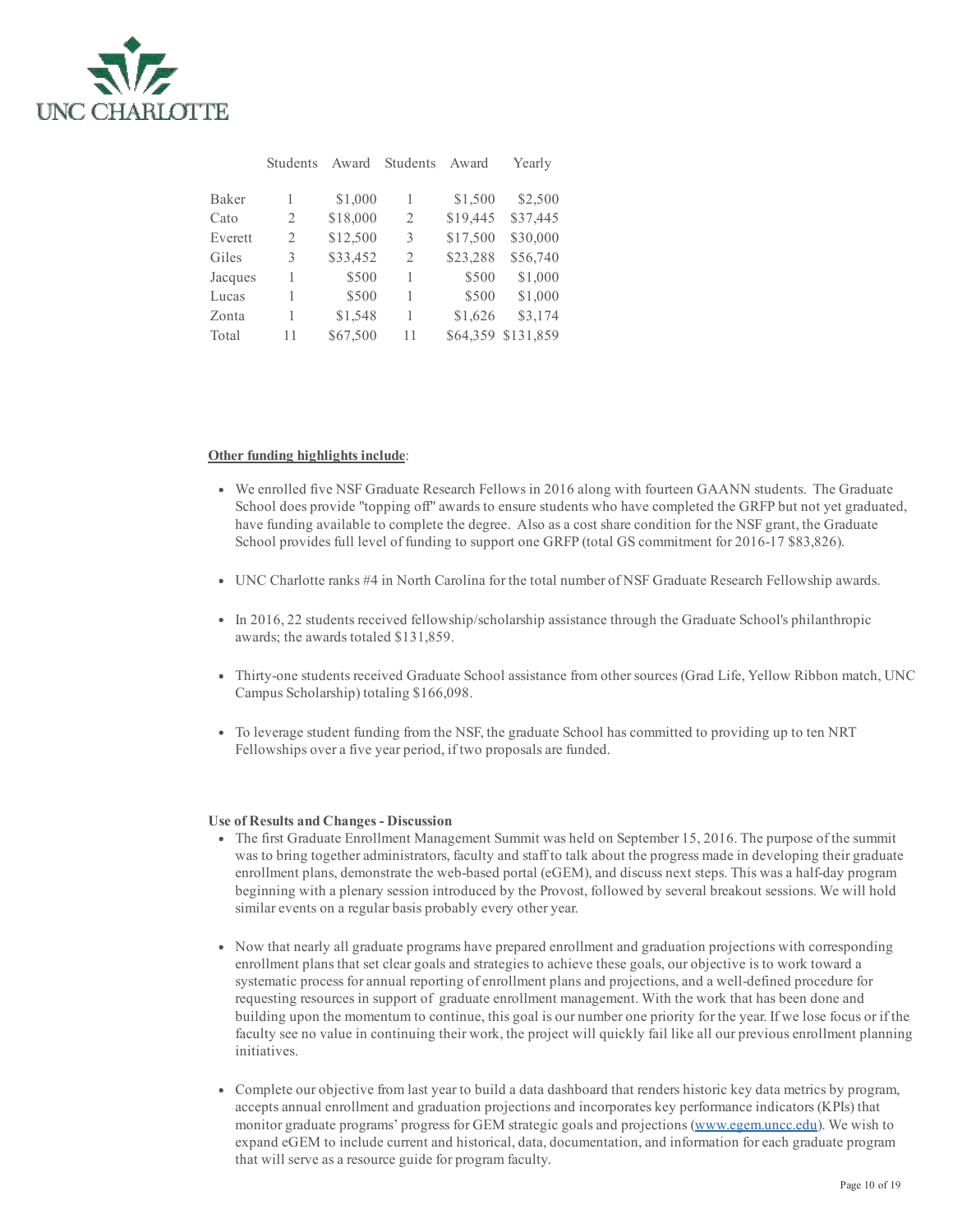| | Students | Award | Students | Award | Yearly |
|---|---|---|---|---|---|
| Baker | 1 | $1,000 | 1 | $1,500 | $2,500 |
| Cato | 2 | $18,000 | 2 | $19,445 | $37,445 |
| Everett | 2 | $12,500 | 3 | $17,500 | $30,000 |
| Giles | 3 | $33,452 | 2 | $23,288 | $56,740 |
| Jacques | 1 | $500 | 1 | $500 | $1,000 |
| Lucas | 1 | $500 | 1 | $500 | $1,000 |
| Zonta | 1 | $1,548 | 1 | $1,626 | $3,174 |
| Total | 11 | $67,500 | 11 | $64,359 | $131,859 |

**Other funding highlights include**:

- We enrolled five NSF Graduate Research Fellows in 2016 along with fourteen GAANN students. The Graduate School does provide "topping off" awards to ensure students who have completed the GRFP but not yet graduated, have funding available to complete the degree. Also as a cost share condition for the NSF grant, the Graduate School provides full level of funding to support one GRFP (total GS commitment for 2016-17 $83,826).

- UNC Charlotte ranks #4 in North Carolina for the total number of NSF Graduate Research Fellowship awards.

- In 2016, 22 students received fellowship/scholarship assistance through the Graduate School's philanthropic awards; the awards totaled $131,859.

- Thirty-one students received Graduate School assistance from other sources (Grad Life, Yellow Ribbon match, UNC Campus Scholarship) totaling $166,098.

- To leverage student funding from the NSF, the graduate School has committed to providing up to ten NRT Fellowships over a five year period, if two proposals are funded.

**Use of Results and Changes - Discussion**

- The first Graduate Enrollment Management Summit was held on September 15, 2016. The purpose of the summit was to bring together administrators, faculty and staff to talk about the progress made in developing their graduate enrollment plans, demonstrate the web-based portal (eGEM), and discuss next steps. This was a half-day program beginning with a plenary session introduced by the Provost, followed by several breakout sessions. We will hold similar events on a regular basis probably every other year.

- Now that nearly all graduate programs have prepared enrollment and graduation projections with corresponding enrollment plans that set clear goals and strategies to achieve these goals, our objective is to work toward a systematic process for annual reporting of enrollment plans and projections, and a well-defined procedure for requesting resources in support of graduate enrollment management. With the work that has been done and building upon the momentum to continue, this goal is our number one priority for the year. If we lose focus or if the faculty see no value in continuing their work, the project will quickly fail like all our previous enrollment planning initiatives.

- Complete our objective from last year to build a data dashboard that renders historic key data metrics by program, accepts annual enrollment and graduation projections and incorporates key performance indicators (KPIs) that monitor graduate programs' progress for GEM strategic goals and projections (www.egem.uncc.edu). We wish to expand eGEM to include current and historical, data, documentation, and information for each graduate program that will serve as a resource guide for program faculty.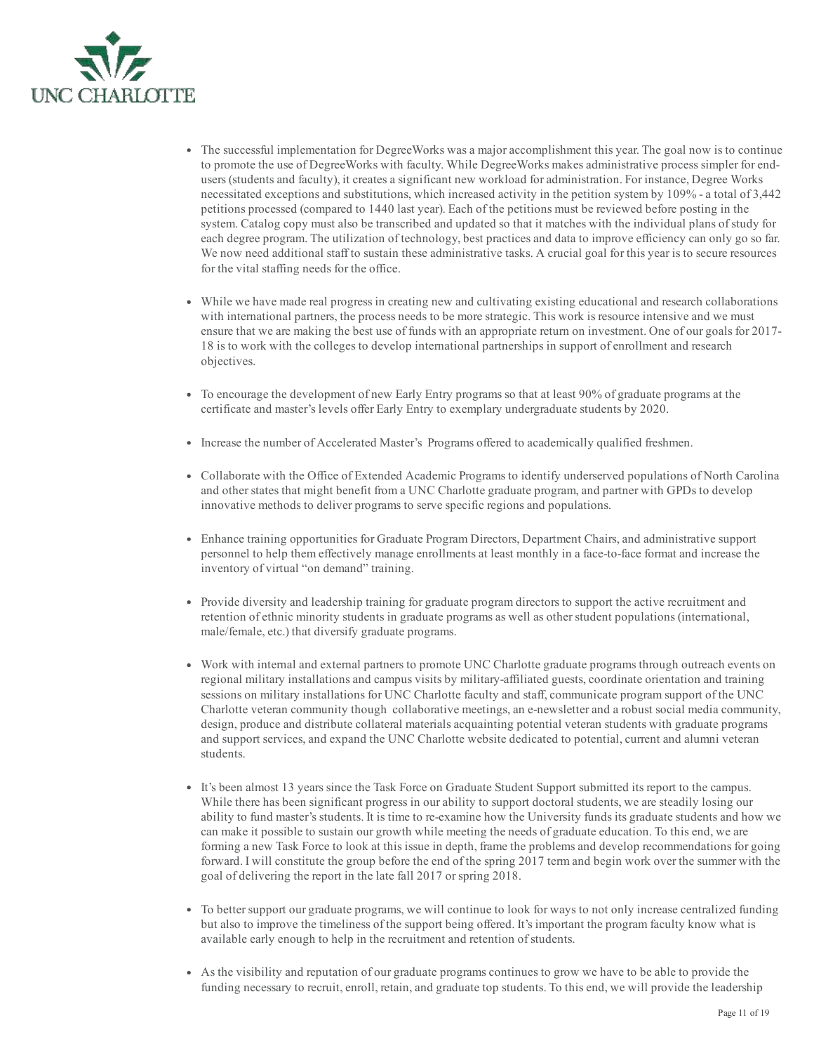- The successful implementation for DegreeWorks was a major accomplishment this year. The goal now is to continue to promote the use of DegreeWorks with faculty. While DegreeWorks makes administrative process simpler for end-users (students and faculty), it creates a significant new workload for administration. For instance, Degree Works necessitated exceptions and substitutions, which increased activity in the petition system by 109% - a total of 3,442 petitions processed (compared to 1440 last year). Each of the petitions must be reviewed before posting in the system. Catalog copy must also be transcribed and updated so that it matches with the individual plans of study for each degree program. The utilization of technology, best practices and data to improve efficiency can only go so far. We now need additional staff to sustain these administrative tasks. A crucial goal for this year is to secure resources for the vital staffing needs for the office.

- While we have made real progress in creating new and cultivating existing educational and research collaborations with international partners, the process needs to be more strategic. This work is resource intensive and we must ensure that we are making the best use of funds with an appropriate return on investment. One of our goals for 2017-18 is to work with the colleges to develop international partnerships in support of enrollment and research objectives.

- To encourage the development of new Early Entry programs so that at least 90% of graduate programs at the certificate and master's levels offer Early Entry to exemplary undergraduate students by 2020.

- Increase the number of Accelerated Master's Programs offered to academically qualified freshmen.

- Collaborate with the Office of Extended Academic Programs to identify underserved populations of North Carolina and other states that might benefit from a UNC Charlotte graduate program, and partner with GPDs to develop innovative methods to deliver programs to serve specific regions and populations.

- Enhance training opportunities for Graduate Program Directors, Department Chairs, and administrative support personnel to help them effectively manage enrollments at least monthly in a face-to-face format and increase the inventory of virtual "on demand" training.

- Provide diversity and leadership training for graduate program directors to support the active recruitment and retention of ethnic minority students in graduate programs as well as other student populations (international, male/female, etc.) that diversify graduate programs.

- Work with internal and external partners to promote UNC Charlotte graduate programs through outreach events on regional military installations and campus visits by military-affiliated guests, coordinate orientation and training sessions on military installations for UNC Charlotte faculty and staff, communicate program support of the UNC Charlotte veteran community though collaborative meetings, an e-newsletter and a robust social media community, design, produce and distribute collateral materials acquainting potential veteran students with graduate programs and support services, and expand the UNC Charlotte website dedicated to potential, current and alumni veteran students.

- It's been almost 13 years since the Task Force on Graduate Student Support submitted its report to the campus. While there has been significant progress in our ability to support doctoral students, we are steadily losing our ability to fund master's students. It is time to re-examine how the University funds its graduate students and how we can make it possible to sustain our growth while meeting the needs of graduate education. To this end, we are forming a new Task Force to look at this issue in depth, frame the problems and develop recommendations for going forward. I will constitute the group before the end of the spring 2017 term and begin work over the summer with the goal of delivering the report in the late fall 2017 or spring 2018.

- To better support our graduate programs, we will continue to look for ways to not only increase centralized funding but also to improve the timeliness of the support being offered. It's important the program faculty know what is available early enough to help in the recruitment and retention of students.

- As the visibility and reputation of our graduate programs continues to grow we have to be able to provide the funding necessary to recruit, enroll, retain, and graduate top students. To this end, we will provide the leadership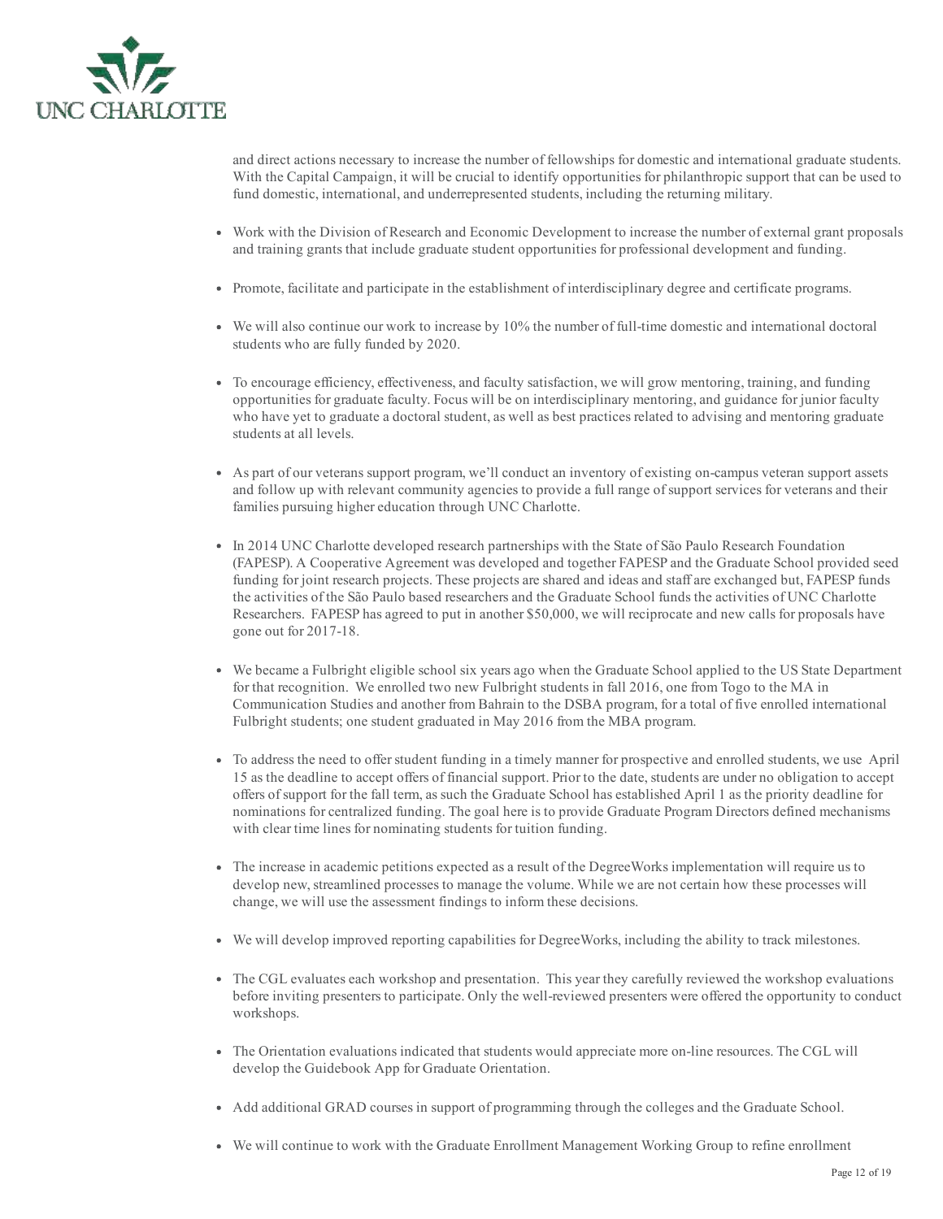and direct actions necessary to increase the number of fellowships for domestic and international graduate students. With the Capital Campaign, it will be crucial to identify opportunities for philanthropic support that can be used to fund domestic, international, and underrepresented students, including the returning military.

- Work with the Division of Research and Economic Development to increase the number of external grant proposals and training grants that include graduate student opportunities for professional development and funding.
- Promote, facilitate and participate in the establishment of interdisciplinary degree and certificate programs.
- We will also continue our work to increase by 10% the number of full-time domestic and international doctoral students who are fully funded by 2020.
- To encourage efficiency, effectiveness, and faculty satisfaction, we will grow mentoring, training, and funding opportunities for graduate faculty. Focus will be on interdisciplinary mentoring, and guidance for junior faculty who have yet to graduate a doctoral student, as well as best practices related to advising and mentoring graduate students at all levels.
- As part of our veterans support program, we'll conduct an inventory of existing on-campus veteran support assets and follow up with relevant community agencies to provide a full range of support services for veterans and their families pursuing higher education through UNC Charlotte.
- In 2014 UNC Charlotte developed research partnerships with the State of São Paulo Research Foundation (FAPESP). A Cooperative Agreement was developed and together FAPESP and the Graduate School provided seed funding for joint research projects. These projects are shared and ideas and staff are exchanged but, FAPESP funds the activities of the São Paulo based researchers and the Graduate School funds the activities of UNC Charlotte Researchers. FAPESP has agreed to put in another $50,000, we will reciprocate and new calls for proposals have gone out for 2017-18.
- We became a Fulbright eligible school six years ago when the Graduate School applied to the US State Department for that recognition. We enrolled two new Fulbright students in fall 2016, one from Togo to the MA in Communication Studies and another from Bahrain to the DSBA program, for a total of five enrolled international Fulbright students; one student graduated in May 2016 from the MBA program.
- To address the need to offer student funding in a timely manner for prospective and enrolled students, we use April 15 as the deadline to accept offers of financial support. Prior to the date, students are under no obligation to accept offers of support for the fall term, as such the Graduate School has established April 1 as the priority deadline for nominations for centralized funding. The goal here is to provide Graduate Program Directors defined mechanisms with clear time lines for nominating students for tuition funding.
- The increase in academic petitions expected as a result of the DegreeWorks implementation will require us to develop new, streamlined processes to manage the volume. While we are not certain how these processes will change, we will use the assessment findings to inform these decisions.
- We will develop improved reporting capabilities for DegreeWorks, including the ability to track milestones.
- The CGL evaluates each workshop and presentation. This year they carefully reviewed the workshop evaluations before inviting presenters to participate. Only the well-reviewed presenters were offered the opportunity to conduct workshops.
- The Orientation evaluations indicated that students would appreciate more on-line resources. The CGL will develop the Guidebook App for Graduate Orientation.
- Add additional GRAD courses in support of programming through the colleges and the Graduate School.
- We will continue to work with the Graduate Enrollment Management Working Group to refine enrollment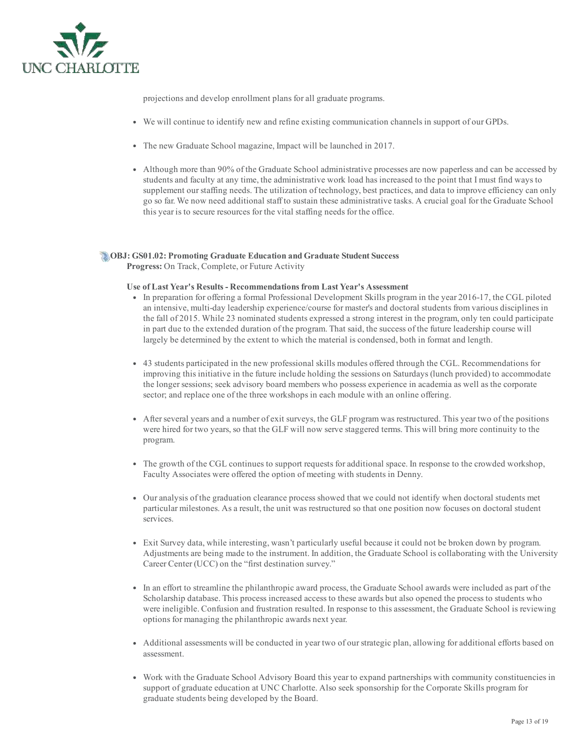projections and develop enrollment plans for all graduate programs.

- We will continue to identify new and refine existing communication channels in support of our GPDs.
- The new Graduate School magazine, Impact will be launched in 2017.
- Although more than 90% of the Graduate School administrative processes are now paperless and can be accessed by students and faculty at any time, the administrative work load has increased to the point that I must find ways to supplement our staffing needs. The utilization of technology, best practices, and data to improve efficiency can only go so far. We now need additional staff to sustain these administrative tasks. A crucial goal for the Graduate School this year is to secure resources for the vital staffing needs for the office.

**OBJ: GS01.02: Promoting Graduate Education and Graduate Student Success**
**Progress:** On Track, Complete, or Future Activity

**Use of Last Year's Results - Recommendations from Last Year's Assessment**

- In preparation for offering a formal Professional Development Skills program in the year 2016-17, the CGL piloted an intensive, multi-day leadership experience/course for master's and doctoral students from various disciplines in the fall of 2015. While 23 nominated students expressed a strong interest in the program, only ten could participate in part due to the extended duration of the program. That said, the success of the future leadership course will largely be determined by the extent to which the material is condensed, both in format and length.
- 43 students participated in the new professional skills modules offered through the CGL. Recommendations for improving this initiative in the future include holding the sessions on Saturdays (lunch provided) to accommodate the longer sessions; seek advisory board members who possess experience in academia as well as the corporate sector; and replace one of the three workshops in each module with an online offering.
- After several years and a number of exit surveys, the GLF program was restructured. This year two of the positions were hired for two years, so that the GLF will now serve staggered terms. This will bring more continuity to the program.
- The growth of the CGL continues to support requests for additional space. In response to the crowded workshop, Faculty Associates were offered the option of meeting with students in Denny.
- Our analysis of the graduation clearance process showed that we could not identify when doctoral students met particular milestones. As a result, the unit was restructured so that one position now focuses on doctoral student services.
- Exit Survey data, while interesting, wasn't particularly useful because it could not be broken down by program. Adjustments are being made to the instrument. In addition, the Graduate School is collaborating with the University Career Center (UCC) on the "first destination survey."
- In an effort to streamline the philanthropic award process, the Graduate School awards were included as part of the Scholarship database. This process increased access to these awards but also opened the process to students who were ineligible. Confusion and frustration resulted. In response to this assessment, the Graduate School is reviewing options for managing the philanthropic awards next year.
- Additional assessments will be conducted in year two of our strategic plan, allowing for additional efforts based on assessment.
- Work with the Graduate School Advisory Board this year to expand partnerships with community constituencies in support of graduate education at UNC Charlotte. Also seek sponsorship for the Corporate Skills program for graduate students being developed by the Board.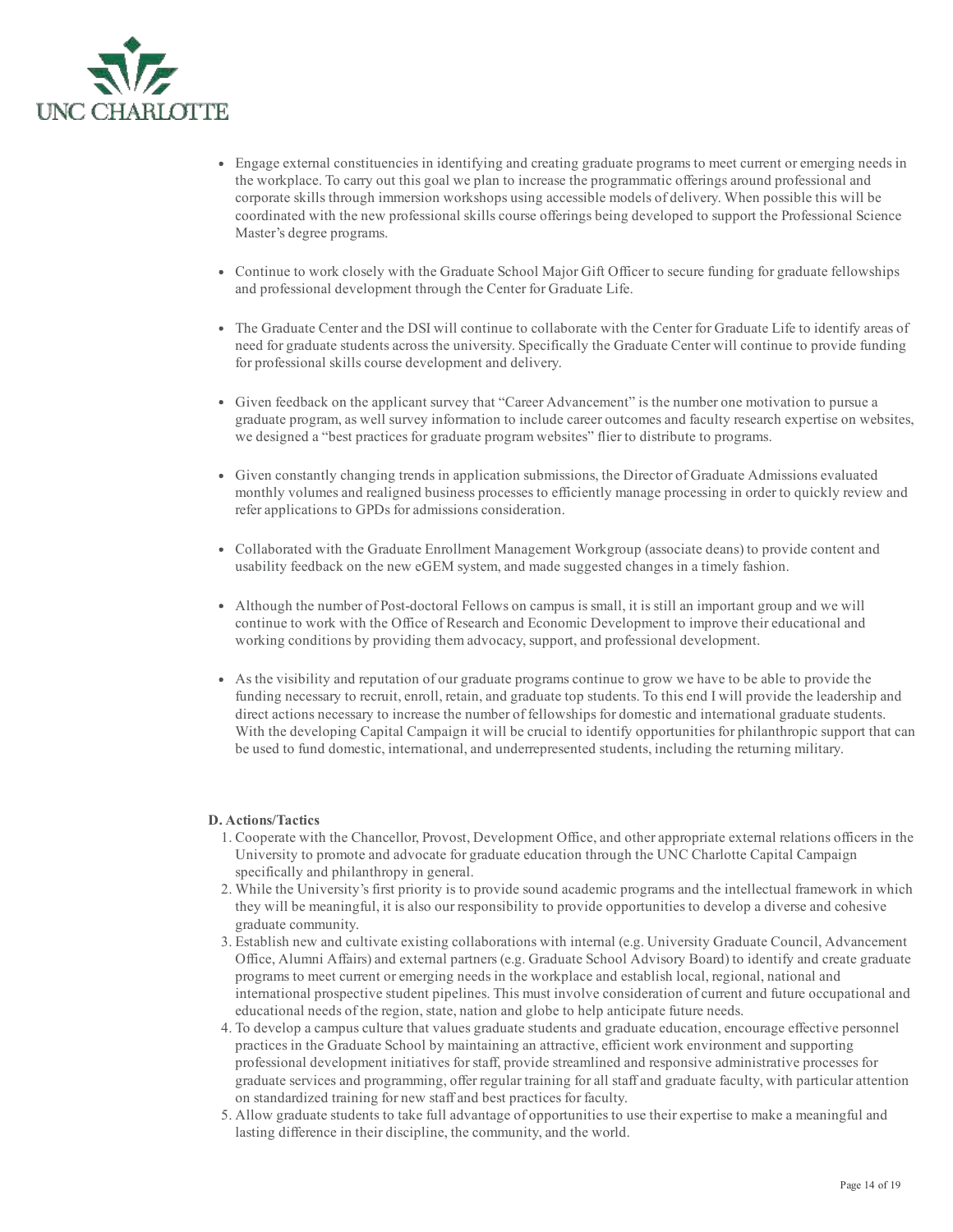- Engage external constituencies in identifying and creating graduate programs to meet current or emerging needs in the workplace. To carry out this goal we plan to increase the programmatic offerings around professional and corporate skills through immersion workshops using accessible models of delivery. When possible this will be coordinated with the new professional skills course offerings being developed to support the Professional Science Master's degree programs.

- Continue to work closely with the Graduate School Major Gift Officer to secure funding for graduate fellowships and professional development through the Center for Graduate Life.

- The Graduate Center and the DSI will continue to collaborate with the Center for Graduate Life to identify areas of need for graduate students across the university. Specifically the Graduate Center will continue to provide funding for professional skills course development and delivery.

- Given feedback on the applicant survey that "Career Advancement" is the number one motivation to pursue a graduate program, as well survey information to include career outcomes and faculty research expertise on websites, we designed a "best practices for graduate program websites" flier to distribute to programs.

- Given constantly changing trends in application submissions, the Director of Graduate Admissions evaluated monthly volumes and realigned business processes to efficiently manage processing in order to quickly review and refer applications to GPDs for admissions consideration.

- Collaborated with the Graduate Enrollment Management Workgroup (associate deans) to provide content and usability feedback on the new eGEM system, and made suggested changes in a timely fashion.

- Although the number of Post-doctoral Fellows on campus is small, it is still an important group and we will continue to work with the Office of Research and Economic Development to improve their educational and working conditions by providing them advocacy, support, and professional development.

- As the visibility and reputation of our graduate programs continue to grow we have to be able to provide the funding necessary to recruit, enroll, retain, and graduate top students. To this end I will provide the leadership and direct actions necessary to increase the number of fellowships for domestic and international graduate students. With the developing Capital Campaign it will be crucial to identify opportunities for philanthropic support that can be used to fund domestic, international, and underrepresented students, including the returning military.

**D. Actions/Tactics**

1. Cooperate with the Chancellor, Provost, Development Office, and other appropriate external relations officers in the University to promote and advocate for graduate education through the UNC Charlotte Capital Campaign specifically and philanthropy in general.
2. While the University's first priority is to provide sound academic programs and the intellectual framework in which they will be meaningful, it is also our responsibility to provide opportunities to develop a diverse and cohesive graduate community.
3. Establish new and cultivate existing collaborations with internal (e.g. University Graduate Council, Advancement Office, Alumni Affairs) and external partners (e.g. Graduate School Advisory Board) to identify and create graduate programs to meet current or emerging needs in the workplace and establish local, regional, national and international prospective student pipelines. This must involve consideration of current and future occupational and educational needs of the region, state, nation and globe to help anticipate future needs.
4. To develop a campus culture that values graduate students and graduate education, encourage effective personnel practices in the Graduate School by maintaining an attractive, efficient work environment and supporting professional development initiatives for staff, provide streamlined and responsive administrative processes for graduate services and programming, offer regular training for all staff and graduate faculty, with particular attention on standardized training for new staff and best practices for faculty.
5. Allow graduate students to take full advantage of opportunities to use their expertise to make a meaningful and lasting difference in their discipline, the community, and the world.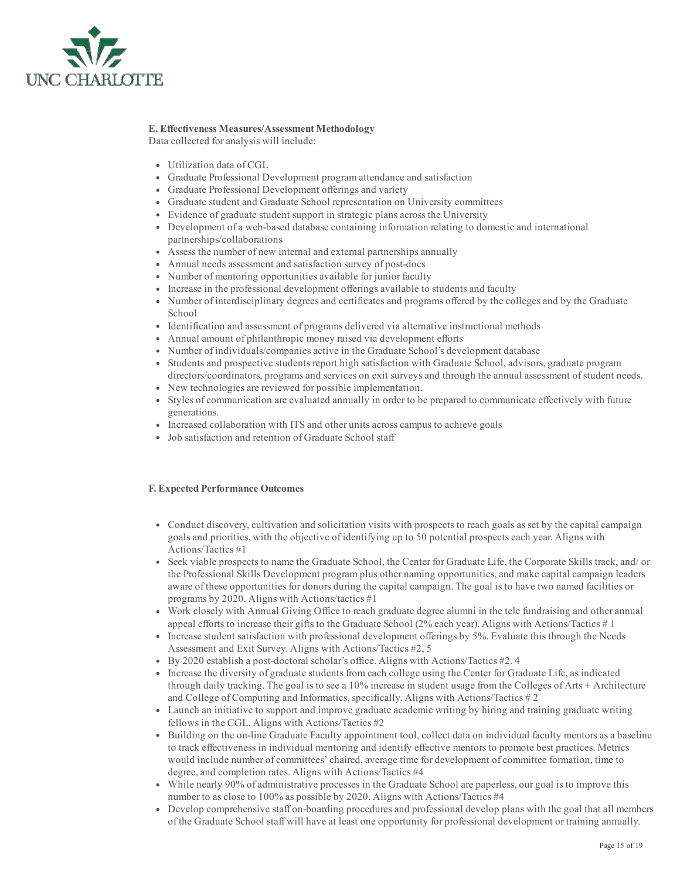**E. Effectiveness Measures/Assessment Methodology**

Data collected for analysis will include:

- Utilization data of CGL
- Graduate Professional Development program attendance and satisfaction
- Graduate Professional Development offerings and variety
- Graduate student and Graduate School representation on University committees
- Evidence of graduate student support in strategic plans across the University
- Development of a web-based database containing information relating to domestic and international partnerships/collaborations
- Assess the number of new internal and external partnerships annually
- Annual needs assessment and satisfaction survey of post-docs
- Number of mentoring opportunities available for junior faculty
- Increase in the professional development offerings available to students and faculty
- Number of interdisciplinary degrees and certificates and programs offered by the colleges and by the Graduate School
- Identification and assessment of programs delivered via alternative instructional methods
- Annual amount of philanthropic money raised via development efforts
- Number of individuals/companies active in the Graduate School's development database
- Students and prospective students report high satisfaction with Graduate School, advisors, graduate program directors/coordinators, programs and services on exit surveys and through the annual assessment of student needs.
- New technologies are reviewed for possible implementation.
- Styles of communication are evaluated annually in order to be prepared to communicate effectively with future generations.
- Increased collaboration with ITS and other units across campus to achieve goals
- Job satisfaction and retention of Graduate School staff

**F. Expected Performance Outcomes**

- Conduct discovery, cultivation and solicitation visits with prospects to reach goals as set by the capital campaign goals and priorities, with the objective of identifying up to 50 potential prospects each year. Aligns with Actions/Tactics #1
- Seek viable prospects to name the Graduate School, the Center for Graduate Life, the Corporate Skills track, and/ or the Professional Skills Development program plus other naming opportunities, and make capital campaign leaders aware of these opportunities for donors during the capital campaign. The goal is to have two named facilities or programs by 2020. Aligns with Actions/tactics #1
- Work closely with Annual Giving Office to reach graduate degree alumni in the tele fundraising and other annual appeal efforts to increase their gifts to the Graduate School (2% each year). Aligns with Actions/Tactics # 1
- Increase student satisfaction with professional development offerings by 5%. Evaluate this through the Needs Assessment and Exit Survey. Aligns with Actions/Tactics #2, 5
- By 2020 establish a post-doctoral scholar's office. Aligns with Actions/Tactics #2. 4
- Increase the diversity of graduate students from each college using the Center for Graduate Life, as indicated through daily tracking. The goal is to see a 10% increase in student usage from the Colleges of Arts + Architecture and College of Computing and Informatics, specifically. Aligns with Actions/Tactics # 2
- Launch an initiative to support and improve graduate academic writing by hiring and training graduate writing fellows in the CGL. Aligns with Actions/Tactics #2
- Building on the on-line Graduate Faculty appointment tool, collect data on individual faculty mentors as a baseline to track effectiveness in individual mentoring and identify effective mentors to promote best practices. Metrics would include number of committees' chaired, average time for development of committee formation, time to degree, and completion rates. Aligns with Actions/Tactics #4
- While nearly 90% of administrative processes in the Graduate School are paperless, our goal is to improve this number to as close to 100% as possible by 2020. Aligns with Actions/Tactics #4
- Develop comprehensive staff on-boarding procedures and professional develop plans with the goal that all members of the Graduate School staff will have at least one opportunity for professional development or training annually.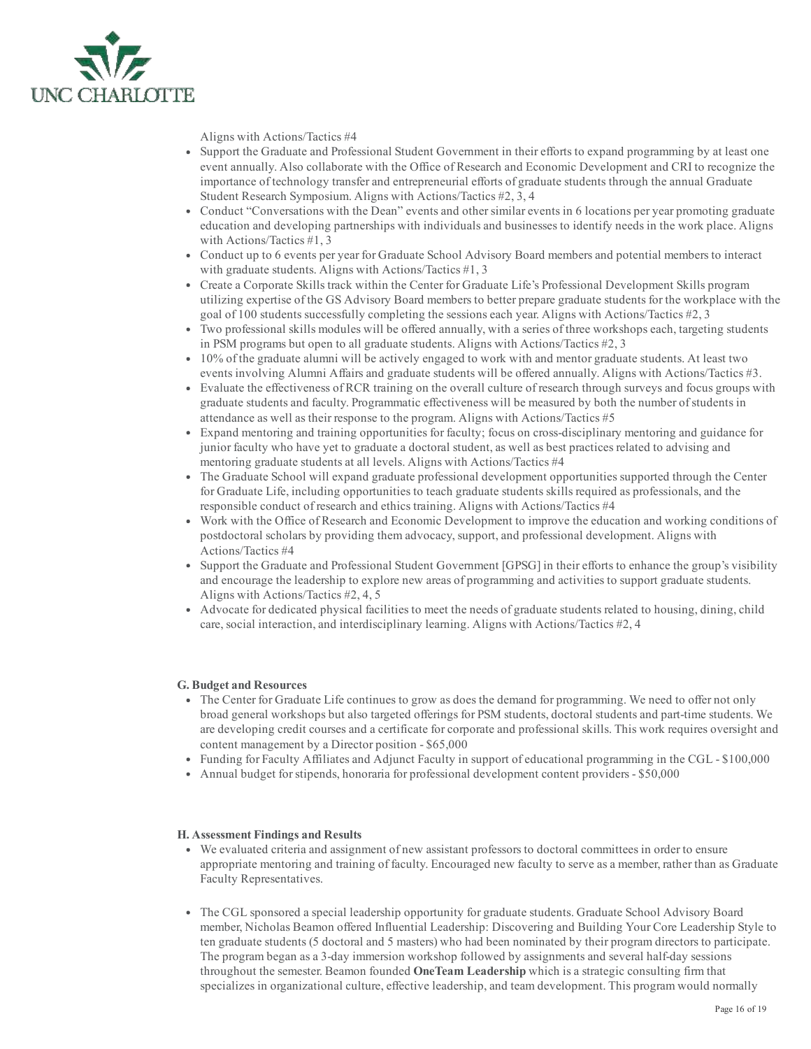Aligns with Actions/Tactics #4

- Support the Graduate and Professional Student Government in their efforts to expand programming by at least one event annually. Also collaborate with the Office of Research and Economic Development and CRI to recognize the importance of technology transfer and entrepreneurial efforts of graduate students through the annual Graduate Student Research Symposium. Aligns with Actions/Tactics #2, 3, 4
- Conduct "Conversations with the Dean" events and other similar events in 6 locations per year promoting graduate education and developing partnerships with individuals and businesses to identify needs in the work place. Aligns with Actions/Tactics #1, 3
- Conduct up to 6 events per year for Graduate School Advisory Board members and potential members to interact with graduate students. Aligns with Actions/Tactics #1, 3
- Create a Corporate Skills track within the Center for Graduate Life's Professional Development Skills program utilizing expertise of the GS Advisory Board members to better prepare graduate students for the workplace with the goal of 100 students successfully completing the sessions each year. Aligns with Actions/Tactics #2, 3
- Two professional skills modules will be offered annually, with a series of three workshops each, targeting students in PSM programs but open to all graduate students. Aligns with Actions/Tactics #2, 3
- 10% of the graduate alumni will be actively engaged to work with and mentor graduate students. At least two events involving Alumni Affairs and graduate students will be offered annually. Aligns with Actions/Tactics #3.
- Evaluate the effectiveness of RCR training on the overall culture of research through surveys and focus groups with graduate students and faculty. Programmatic effectiveness will be measured by both the number of students in attendance as well as their response to the program. Aligns with Actions/Tactics #5
- Expand mentoring and training opportunities for faculty; focus on cross-disciplinary mentoring and guidance for junior faculty who have yet to graduate a doctoral student, as well as best practices related to advising and mentoring graduate students at all levels. Aligns with Actions/Tactics #4
- The Graduate School will expand graduate professional development opportunities supported through the Center for Graduate Life, including opportunities to teach graduate students skills required as professionals, and the responsible conduct of research and ethics training. Aligns with Actions/Tactics #4
- Work with the Office of Research and Economic Development to improve the education and working conditions of postdoctoral scholars by providing them advocacy, support, and professional development. Aligns with Actions/Tactics #4
- Support the Graduate and Professional Student Government [GPSG] in their efforts to enhance the group's visibility and encourage the leadership to explore new areas of programming and activities to support graduate students. Aligns with Actions/Tactics #2, 4, 5
- Advocate for dedicated physical facilities to meet the needs of graduate students related to housing, dining, child care, social interaction, and interdisciplinary learning. Aligns with Actions/Tactics #2, 4

**G. Budget and Resources**

- The Center for Graduate Life continues to grow as does the demand for programming. We need to offer not only broad general workshops but also targeted offerings for PSM students, doctoral students and part-time students. We are developing credit courses and a certificate for corporate and professional skills. This work requires oversight and content management by a Director position - $65,000
- Funding for Faculty Affiliates and Adjunct Faculty in support of educational programming in the CGL - $100,000
- Annual budget for stipends, honoraria for professional development content providers - $50,000

**H. Assessment Findings and Results**

- We evaluated criteria and assignment of new assistant professors to doctoral committees in order to ensure appropriate mentoring and training of faculty. Encouraged new faculty to serve as a member, rather than as Graduate Faculty Representatives.

- The CGL sponsored a special leadership opportunity for graduate students. Graduate School Advisory Board member, Nicholas Beamon offered Influential Leadership: Discovering and Building Your Core Leadership Style to ten graduate students (5 doctoral and 5 masters) who had been nominated by their program directors to participate. The program began as a 3-day immersion workshop followed by assignments and several half-day sessions throughout the semester. Beamon founded **OneTeam Leadership** which is a strategic consulting firm that specializes in organizational culture, effective leadership, and team development. This program would normally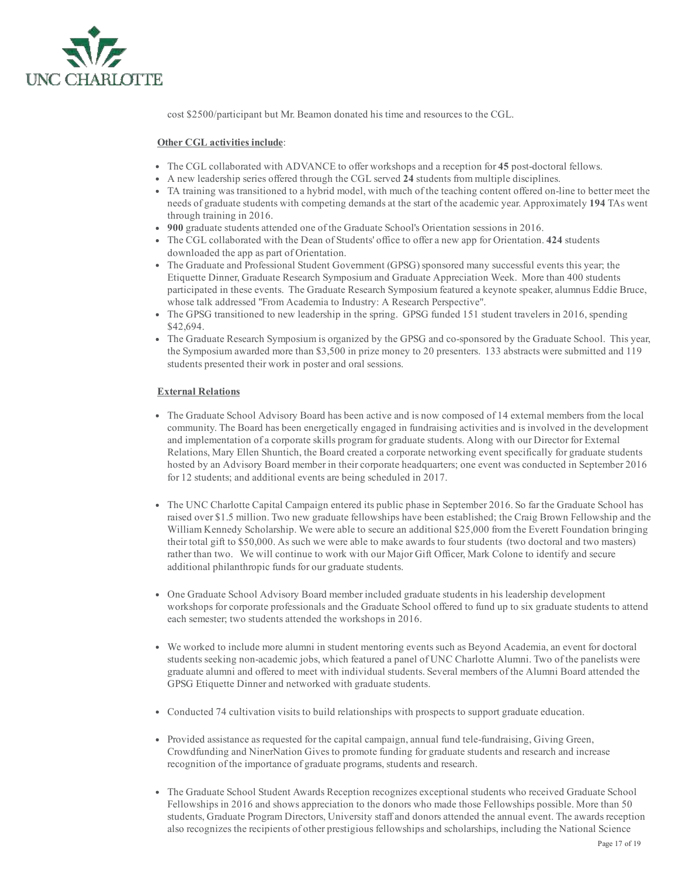cost $2500/participant but Mr. Beamon donated his time and resources to the CGL.

**Other CGL activities include**:

- The CGL collaborated with ADVANCE to offer workshops and a reception for **45** post-doctoral fellows.
- A new leadership series offered through the CGL served **24** students from multiple disciplines.
- TA training was transitioned to a hybrid model, with much of the teaching content offered on-line to better meet the needs of graduate students with competing demands at the start of the academic year. Approximately **194** TAs went through training in 2016.
- **900** graduate students attended one of the Graduate School's Orientation sessions in 2016.
- The CGL collaborated with the Dean of Students' office to offer a new app for Orientation. **424** students downloaded the app as part of Orientation.
- The Graduate and Professional Student Government (GPSG) sponsored many successful events this year; the Etiquette Dinner, Graduate Research Symposium and Graduate Appreciation Week. More than 400 students participated in these events. The Graduate Research Symposium featured a keynote speaker, alumnus Eddie Bruce, whose talk addressed "From Academia to Industry: A Research Perspective".
- The GPSG transitioned to new leadership in the spring. GPSG funded 151 student travelers in 2016, spending $42,694.
- The Graduate Research Symposium is organized by the GPSG and co-sponsored by the Graduate School. This year, the Symposium awarded more than $3,500 in prize money to 20 presenters. 133 abstracts were submitted and 119 students presented their work in poster and oral sessions.

**External Relations**

- The Graduate School Advisory Board has been active and is now composed of 14 external members from the local community. The Board has been energetically engaged in fundraising activities and is involved in the development and implementation of a corporate skills program for graduate students. Along with our Director for External Relations, Mary Ellen Shuntich, the Board created a corporate networking event specifically for graduate students hosted by an Advisory Board member in their corporate headquarters; one event was conducted in September 2016 for 12 students; and additional events are being scheduled in 2017.

- The UNC Charlotte Capital Campaign entered its public phase in September 2016. So far the Graduate School has raised over $1.5 million. Two new graduate fellowships have been established; the Craig Brown Fellowship and the William Kennedy Scholarship. We were able to secure an additional $25,000 from the Everett Foundation bringing their total gift to $50,000. As such we were able to make awards to four students (two doctoral and two masters) rather than two. We will continue to work with our Major Gift Officer, Mark Colone to identify and secure additional philanthropic funds for our graduate students.

- One Graduate School Advisory Board member included graduate students in his leadership development workshops for corporate professionals and the Graduate School offered to fund up to six graduate students to attend each semester; two students attended the workshops in 2016.

- We worked to include more alumni in student mentoring events such as Beyond Academia, an event for doctoral students seeking non-academic jobs, which featured a panel of UNC Charlotte Alumni. Two of the panelists were graduate alumni and offered to meet with individual students. Several members of the Alumni Board attended the GPSG Etiquette Dinner and networked with graduate students.

- Conducted 74 cultivation visits to build relationships with prospects to support graduate education.

- Provided assistance as requested for the capital campaign, annual fund tele-fundraising, Giving Green, Crowdfunding and NinerNation Gives to promote funding for graduate students and research and increase recognition of the importance of graduate programs, students and research.

- The Graduate School Student Awards Reception recognizes exceptional students who received Graduate School Fellowships in 2016 and shows appreciation to the donors who made those Fellowships possible. More than 50 students, Graduate Program Directors, University staff and donors attended the annual event. The awards reception also recognizes the recipients of other prestigious fellowships and scholarships, including the National Science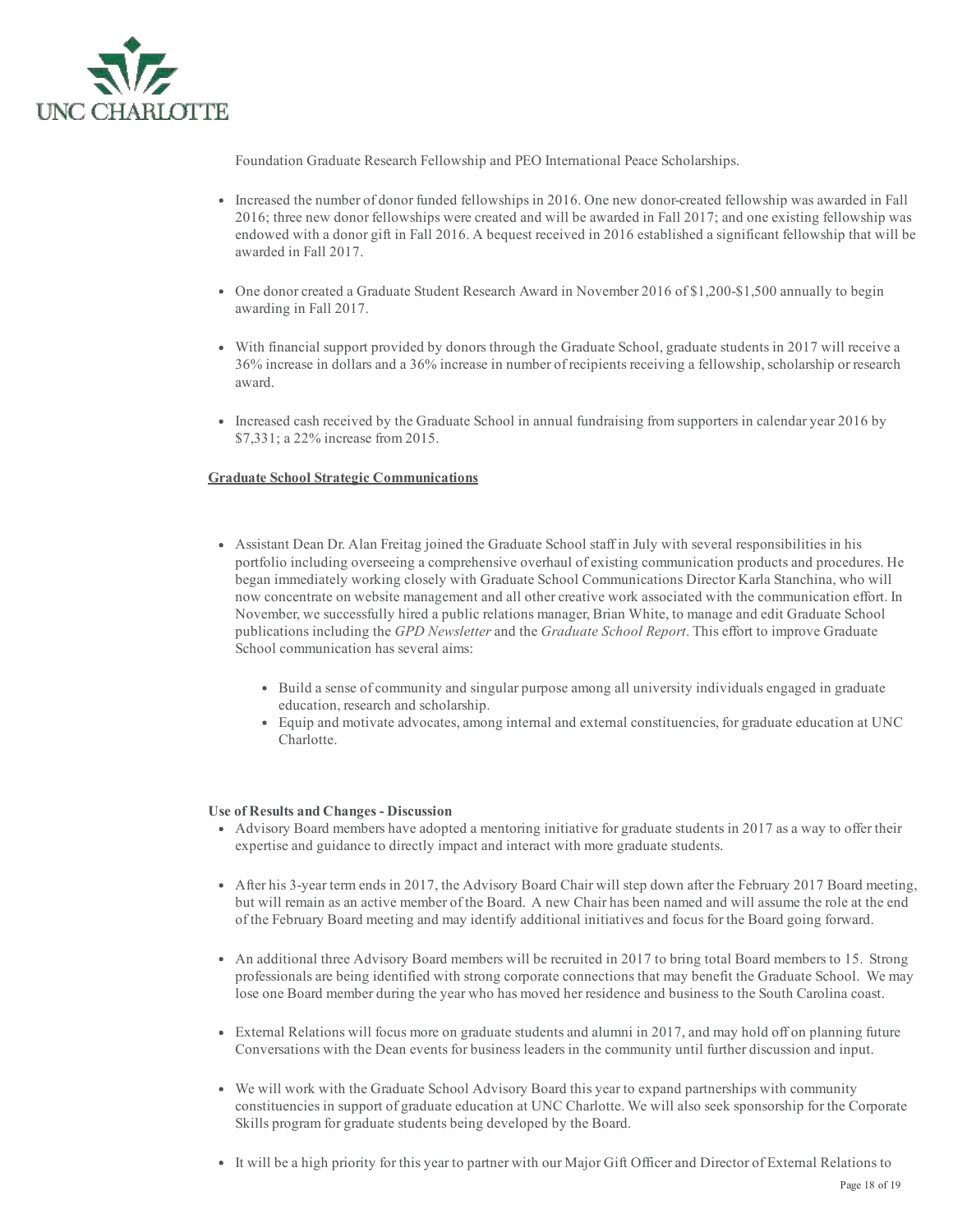Foundation Graduate Research Fellowship and PEO International Peace Scholarships.

- Increased the number of donor funded fellowships in 2016. One new donor-created fellowship was awarded in Fall 2016; three new donor fellowships were created and will be awarded in Fall 2017; and one existing fellowship was endowed with a donor gift in Fall 2016. A bequest received in 2016 established a significant fellowship that will be awarded in Fall 2017.

- One donor created a Graduate Student Research Award in November 2016 of $1,200-$1,500 annually to begin awarding in Fall 2017.

- With financial support provided by donors through the Graduate School, graduate students in 2017 will receive a 36% increase in dollars and a 36% increase in number of recipients receiving a fellowship, scholarship or research award.

- Increased cash received by the Graduate School in annual fundraising from supporters in calendar year 2016 by $7,331; a 22% increase from 2015.

**Graduate School Strategic Communications**

- Assistant Dean Dr. Alan Freitag joined the Graduate School staff in July with several responsibilities in his portfolio including overseeing a comprehensive overhaul of existing communication products and procedures. He began immediately working closely with Graduate School Communications Director Karla Stanchina, who will now concentrate on website management and all other creative work associated with the communication effort. In November, we successfully hired a public relations manager, Brian White, to manage and edit Graduate School publications including the *GPD Newsletter* and the *Graduate School Report*. This effort to improve Graduate School communication has several aims:
    - Build a sense of community and singular purpose among all university individuals engaged in graduate education, research and scholarship.
    - Equip and motivate advocates, among internal and external constituencies, for graduate education at UNC Charlotte.

**Use of Results and Changes - Discussion**

- Advisory Board members have adopted a mentoring initiative for graduate students in 2017 as a way to offer their expertise and guidance to directly impact and interact with more graduate students.

- After his 3-year term ends in 2017, the Advisory Board Chair will step down after the February 2017 Board meeting, but will remain as an active member of the Board. A new Chair has been named and will assume the role at the end of the February Board meeting and may identify additional initiatives and focus for the Board going forward.

- An additional three Advisory Board members will be recruited in 2017 to bring total Board members to 15. Strong professionals are being identified with strong corporate connections that may benefit the Graduate School. We may lose one Board member during the year who has moved her residence and business to the South Carolina coast.

- External Relations will focus more on graduate students and alumni in 2017, and may hold off on planning future Conversations with the Dean events for business leaders in the community until further discussion and input.

- We will work with the Graduate School Advisory Board this year to expand partnerships with community constituencies in support of graduate education at UNC Charlotte. We will also seek sponsorship for the Corporate Skills program for graduate students being developed by the Board.

- It will be a high priority for this year to partner with our Major Gift Officer and Director of External Relations to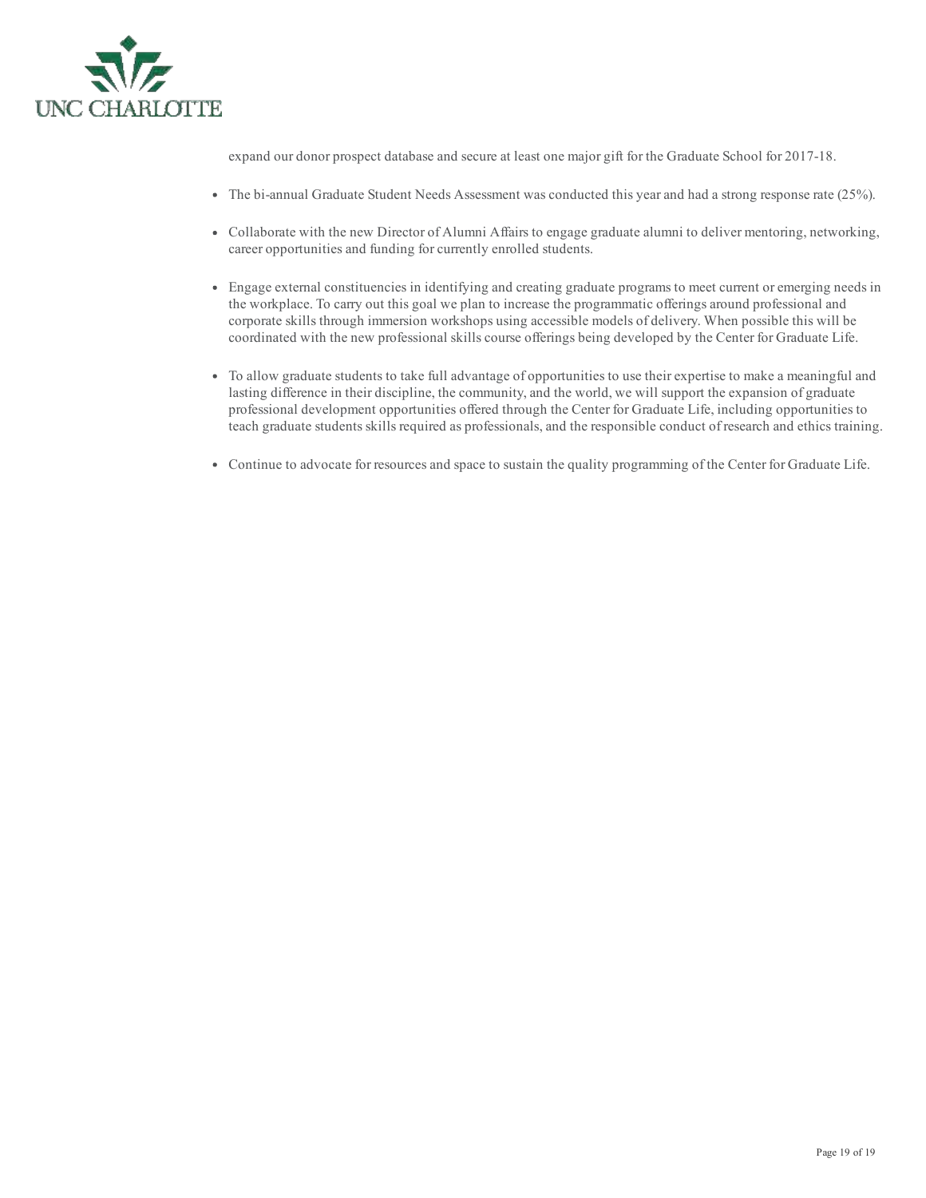expand our donor prospect database and secure at least one major gift for the Graduate School for 2017-18.

- The bi-annual Graduate Student Needs Assessment was conducted this year and had a strong response rate (25%).
- Collaborate with the new Director of Alumni Affairs to engage graduate alumni to deliver mentoring, networking, career opportunities and funding for currently enrolled students.
- Engage external constituencies in identifying and creating graduate programs to meet current or emerging needs in the workplace. To carry out this goal we plan to increase the programmatic offerings around professional and corporate skills through immersion workshops using accessible models of delivery. When possible this will be coordinated with the new professional skills course offerings being developed by the Center for Graduate Life.
- To allow graduate students to take full advantage of opportunities to use their expertise to make a meaningful and lasting difference in their discipline, the community, and the world, we will support the expansion of graduate professional development opportunities offered through the Center for Graduate Life, including opportunities to teach graduate students skills required as professionals, and the responsible conduct of research and ethics training.
- Continue to advocate for resources and space to sustain the quality programming of the Center for Graduate Life.